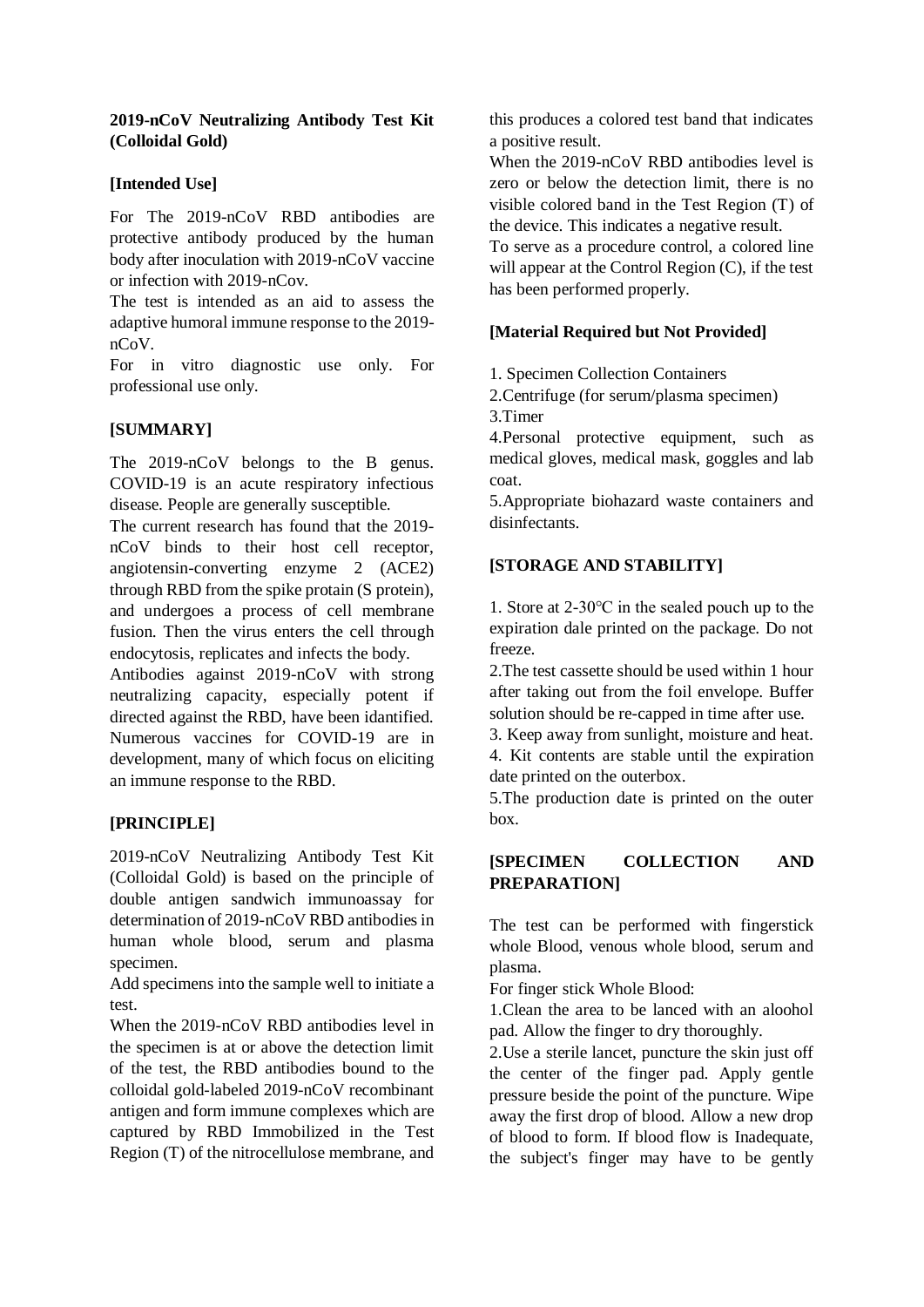**2019-nCoV Neutralizing Antibody Test Kit (Colloidal Gold)**

**[Intended Use]**

For The 2019-nCoV RBD antibodies are protective antibody produced by the human body after inoculation with 2019-nCoV vaccine or infection with 2019-nCov.

The test is intended as an aid to assess the adaptive humoral immune response to the 2019-nCoV.

For in vitro diagnostic use only. For professional use only.

**[SUMMARY]**

The 2019-nCoV belongs to the B genus. COVID-19 is an acute respiratory infectious disease. People are generally susceptible.

The current research has found that the 2019-nCoV binds to their host cell receptor, angiotensin-converting enzyme 2 (ACE2) through RBD from the spike protain (S protein), and undergoes a process of cell membrane fusion. Then the virus enters the cell through endocytosis, replicates and infects the body.

Antibodies against 2019-nCoV with strong neutralizing capacity, especially potent if directed against the RBD, have been idantified. Numerous vaccines for COVID-19 are in development, many of which focus on eliciting an immune response to the RBD.

**[PRINCIPLE]**

2019-nCoV Neutralizing Antibody Test Kit (Colloidal Gold) is based on the principle of double antigen sandwich immunoassay for determination of 2019-nCoV RBD antibodies in human whole blood, serum and plasma specimen.

Add specimens into the sample well to initiate a test.

When the 2019-nCoV RBD antibodies level in the specimen is at or above the detection limit of the test, the RBD antibodies bound to the colloidal gold-labeled 2019-nCoV recombinant antigen and form immune complexes which are captured by RBD Immobilized in the Test Region (T) of the nitrocellulose membrane, and this produces a colored test band that indicates a positive result.

When the 2019-nCoV RBD antibodies level is zero or below the detection limit, there is no visible colored band in the Test Region (T) of the device. This indicates a negative result.

To serve as a procedure control, a colored line will appear at the Control Region (C), if the test has been performed properly.

**[Material Required but Not Provided]**

1. Specimen Collection Containers
2. Centrifuge (for serum/plasma specimen)
3. Timer
4. Personal protective equipment, such as medical gloves, medical mask, goggles and lab coat.
5. Appropriate biohazard waste containers and disinfectants.

**[STORAGE AND STABILITY]**

1. Store at 2-30°C in the sealed pouch up to the expiration dale printed on the package. Do not freeze.
2. The test cassette should be used within 1 hour after taking out from the foil envelope. Buffer solution should be re-capped in time after use.
3. Keep away from sunlight, moisture and heat.
4. Kit contents are stable until the expiration date printed on the outerbox.
5. The production date is printed on the outer box.

**[SPECIMEN COLLECTION AND PREPARATION]**

The test can be performed with fingerstick whole Blood, venous whole blood, serum and plasma.

For finger stick Whole Blood:

1. Clean the area to be lanced with an aloohol pad. Allow the finger to dry thoroughly.
2. Use a sterile lancet, puncture the skin just off the center of the finger pad. Apply gentle pressure beside the point of the puncture. Wipe away the first drop of blood. Allow a new drop of blood to form. If blood flow is Inadequate, the subject's finger may have to be gently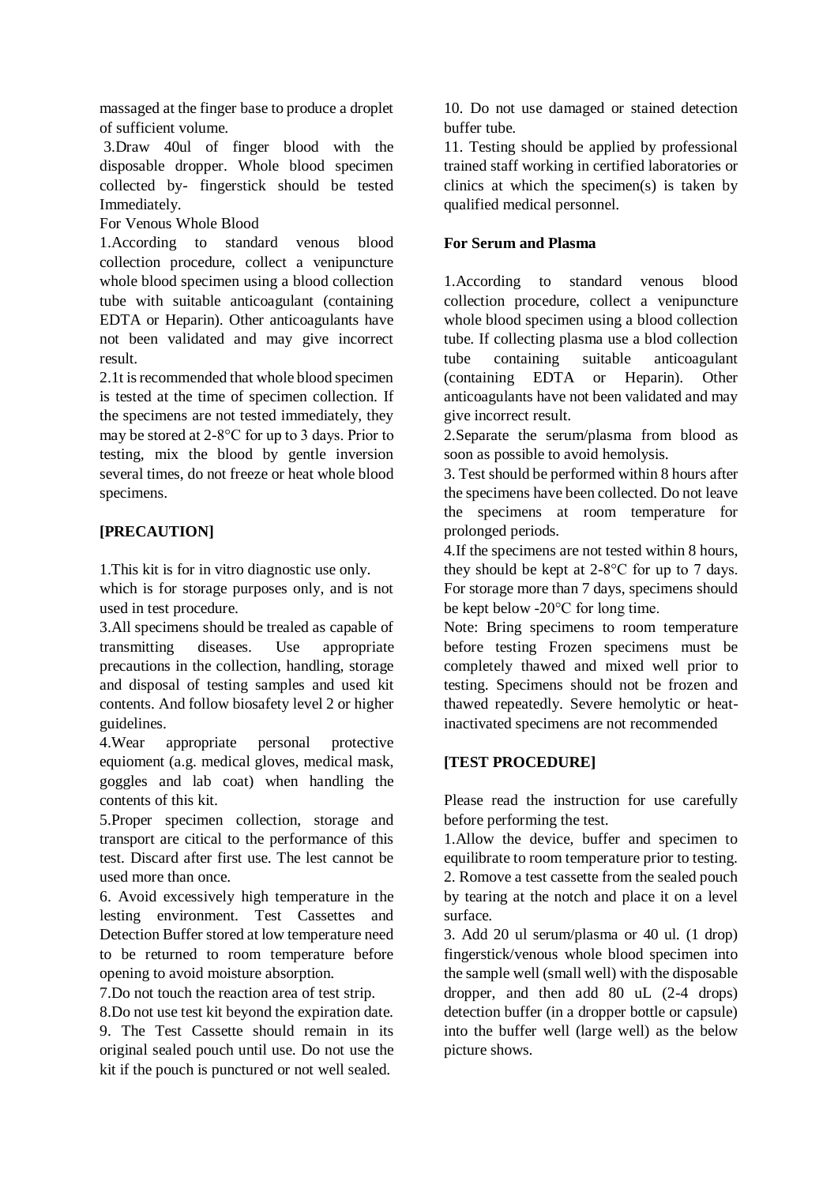massaged at the finger base to produce a droplet of sufficient volume.

3.Draw 40ul of finger blood with the disposable dropper. Whole blood specimen collected by- fingerstick should be tested Immediately.

For Venous Whole Blood

1.According to standard venous blood collection procedure, collect a venipuncture whole blood specimen using a blood collection tube with suitable anticoagulant (containing EDTA or Heparin). Other anticoagulants have not been validated and may give incorrect result.

2.1t is recommended that whole blood specimen is tested at the time of specimen collection. If the specimens are not tested immediately, they may be stored at 2-8°C for up to 3 days. Prior to testing, mix the blood by gentle inversion several times, do not freeze or heat whole blood specimens.

**[PRECAUTION]**

1.This kit is for in vitro diagnostic use only.

which is for storage purposes only, and is not used in test procedure.

3.All specimens should be trealed as capable of transmitting diseases. Use appropriate precautions in the collection, handling, storage and disposal of testing samples and used kit contents. And follow biosafety level 2 or higher guidelines.

4.Wear appropriate personal protective equioment (a.g. medical gloves, medical mask, goggles and lab coat) when handling the contents of this kit.

5.Proper specimen collection, storage and transport are citical to the performance of this test. Discard after first use. The lest cannot be used more than once.

6. Avoid excessively high temperature in the lesting environment. Test Cassettes and Detection Buffer stored at low temperature need to be returned to room temperature before opening to avoid moisture absorption.

7.Do not touch the reaction area of test strip.

8.Do not use test kit beyond the expiration date.

9. The Test Cassette should remain in its original sealed pouch until use. Do not use the kit if the pouch is punctured or not well sealed.

10. Do not use damaged or stained detection buffer tube.

11. Testing should be applied by professional trained staff working in certified laboratories or clinics at which the specimen(s) is taken by qualified medical personnel.

**For Serum and Plasma**

1.According to standard venous blood collection procedure, collect a venipuncture whole blood specimen using a blood collection tube. If collecting plasma use a blod collection tube containing suitable anticoagulant (containing EDTA or Heparin). Other anticoagulants have not been validated and may give incorrect result.

2.Separate the serum/plasma from blood as soon as possible to avoid hemolysis.

3. Test should be performed within 8 hours after the specimens have been collected. Do not leave the specimens at room temperature for prolonged periods.

4.If the specimens are not tested within 8 hours, they should be kept at 2-8°C for up to 7 days. For storage more than 7 days, specimens should be kept below -20°C for long time.

Note: Bring specimens to room temperature before testing Frozen specimens must be completely thawed and mixed well prior to testing. Specimens should not be frozen and thawed repeatedly. Severe hemolytic or heat-inactivated specimens are not recommended

**[TEST PROCEDURE]**

Please read the instruction for use carefully before performing the test.

1.Allow the device, buffer and specimen to equilibrate to room temperature prior to testing.

2. Romove a test cassette from the sealed pouch by tearing at the notch and place it on a level surface.

3. Add 20 ul serum/plasma or 40 ul. (1 drop) fingerstick/venous whole blood specimen into the sample well (small well) with the disposable dropper, and then add 80 uL (2-4 drops) detection buffer (in a dropper bottle or capsule) into the buffer well (large well) as the below picture shows.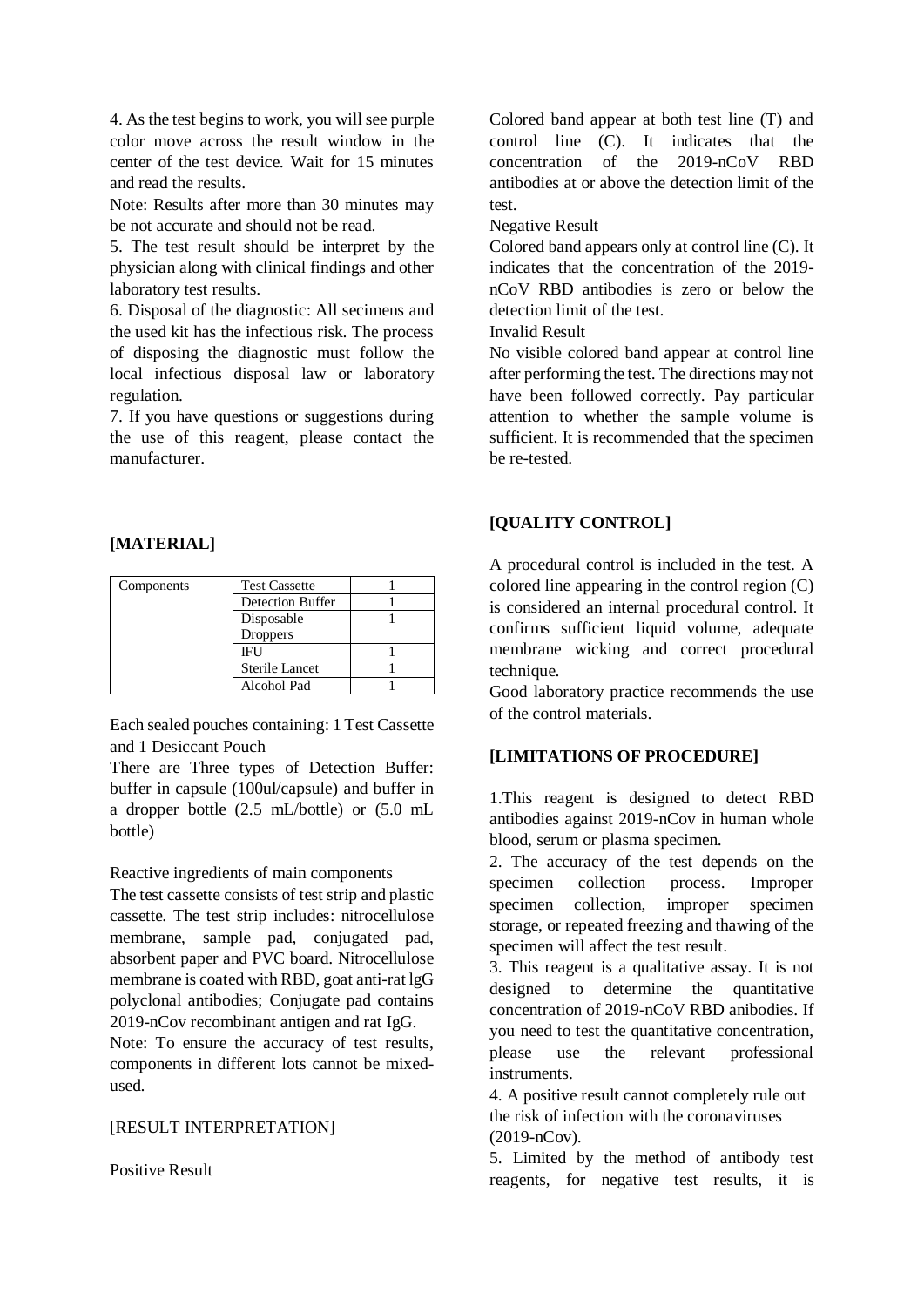4. As the test begins to work, you will see purple color move across the result window in the center of the test device. Wait for 15 minutes and read the results.

Note: Results after more than 30 minutes may be not accurate and should not be read.

5. The test result should be interpret by the physician along with clinical findings and other laboratory test results.

6. Disposal of the diagnostic: All secimens and the used kit has the infectious risk. The process of disposing the diagnostic must follow the local infectious disposal law or laboratory regulation.

7. If you have questions or suggestions during the use of this reagent, please contact the manufacturer.

## [MATERIAL]

| Components | Test Cassette | 1 |
|---|---|---|
| | Detection Buffer | 1 |
| | Disposable Droppers | 1 |
| | IFU | 1 |
| | Sterile Lancet | 1 |
| | Alcohol Pad | 1 |

Each sealed pouches containing: 1 Test Cassette and 1 Desiccant Pouch

There are Three types of Detection Buffer: buffer in capsule (100ul/capsule) and buffer in a dropper bottle (2.5 mL/bottle) or (5.0 mL bottle)

Reactive ingredients of main components

The test cassette consists of test strip and plastic cassette. The test strip includes: nitrocellulose membrane, sample pad, conjugated pad, absorbent paper and PVC board. Nitrocellulose membrane is coated with RBD, goat anti-rat lgG polyclonal antibodies; Conjugate pad contains 2019-nCov recombinant antigen and rat IgG.

Note: To ensure the accuracy of test results, components in different lots cannot be mixed-used.

[RESULT INTERPRETATION]

Positive Result

Colored band appear at both test line (T) and control line (C). It indicates that the concentration of the 2019-nCoV RBD antibodies at or above the detection limit of the test.

Negative Result

Colored band appears only at control line (C). It indicates that the concentration of the 2019-nCoV RBD antibodies is zero or below the detection limit of the test.

Invalid Result

No visible colored band appear at control line after performing the test. The directions may not have been followed correctly. Pay particular attention to whether the sample volume is sufficient. It is recommended that the specimen be re-tested.

## [QUALITY CONTROL]

A procedural control is included in the test. A colored line appearing in the control region (C) is considered an internal procedural control. It confirms sufficient liquid volume, adequate membrane wicking and correct procedural technique.

Good laboratory practice recommends the use of the control materials.

## [LIMITATIONS OF PROCEDURE]

1.This reagent is designed to detect RBD antibodies against 2019-nCov in human whole blood, serum or plasma specimen.

2. The accuracy of the test depends on the specimen collection process. Improper specimen collection, improper specimen storage, or repeated freezing and thawing of the specimen will affect the test result.

3. This reagent is a qualitative assay. It is not designed to determine the quantitative concentration of 2019-nCoV RBD anibodies. If you need to test the quantitative concentration, please use the relevant professional instruments.

4. A positive result cannot completely rule out the risk of infection with the coronaviruses (2019-nCov).

5. Limited by the method of antibody test reagents, for negative test results, it is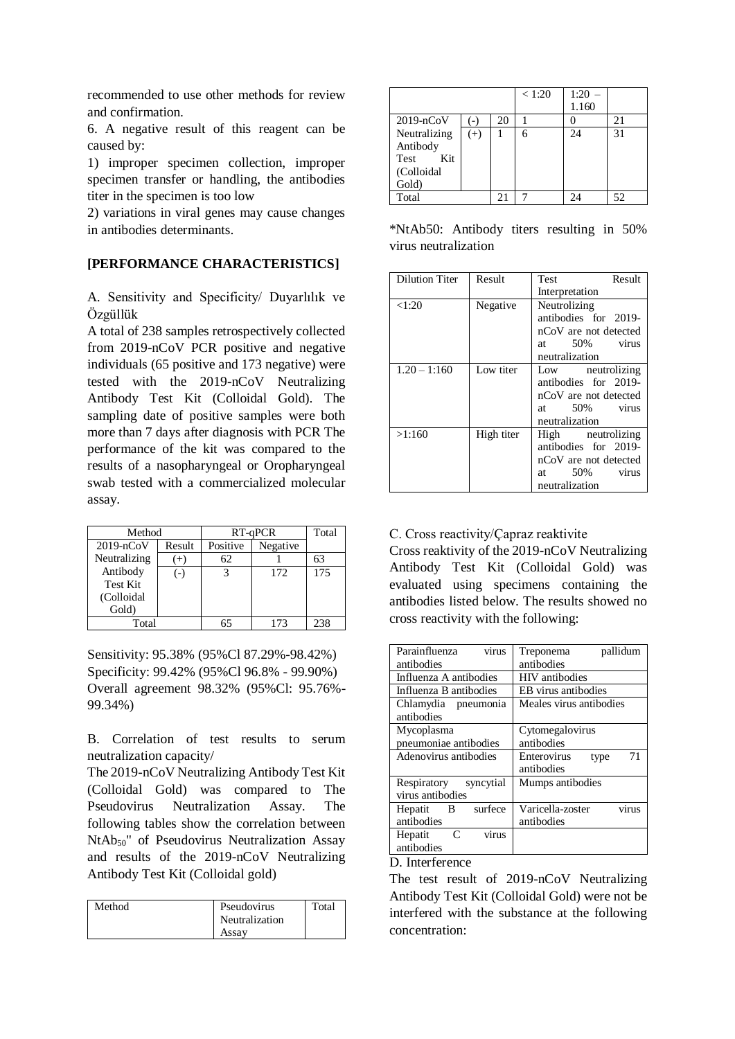recommended to use other methods for review and confirmation.

6. A negative result of this reagent can be caused by:

1) improper specimen collection, improper specimen transfer or handling, the antibodies titer in the specimen is too low

2) variations in viral genes may cause changes in antibodies determinants.

**[PERFORMANCE CHARACTERISTICS]**

A. Sensitivity and Specificity/ Duyarlılık ve Özgüllük

A total of 238 samples retrospectively collected from 2019-nCoV PCR positive and negative individuals (65 positive and 173 negative) were tested with the 2019-nCoV Neutralizing Antibody Test Kit (Colloidal Gold). The sampling date of positive samples were both more than 7 days after diagnosis with PCR The performance of the kit was compared to the results of a nasopharyngeal or Oropharyngeal swab tested with a commercialized molecular assay.

| Method | | RT-qPCR | | Total |
|---|---|---|---|---|
| 2019-nCoV Neutralizing Antibody Test Kit (Colloidal Gold) | Result | Positive | Negative | |
| | (+) | 62 | 1 | 63 |
| | (-) | 3 | 172 | 175 |
| Total | | 65 | 173 | 238 |

Sensitivity: 95.38% (95%Cl 87.29%-98.42%)
Specificity: 99.42% (95%Cl 96.8% - 99.90%)
Overall agreement 98.32% (95%Cl: 95.76%-99.34%)

B. Correlation of test results to serum neutralization capacity/

The 2019-nCoV Neutralizing Antibody Test Kit (Colloidal Gold) was compared to The Pseudovirus Neutralization Assay. The following tables show the correlation between $NtAb_{50}$" of Pseudovirus Neutralization Assay and results of the 2019-nCoV Neutralizing Antibody Test Kit (Colloidal gold)

| Method | | Pseudovirus Neutralization Assay | | | Total |
|---|---|---|---|---|---|
| | | | < 1:20 | 1:20 – 1.160 | |
| 2019-nCoV Neutralizing Antibody Test Kit (Colloidal Gold) | (-) | 20 | 1 | 0 | 21 |
| | (+) | 1 | 6 | 24 | 31 |
| Total | | 21 | 7 | 24 | 52 |

*NtAb50: Antibody titers resulting in 50% virus neutralization

| Dilution Titer | Result | Test Result Interpretation |
|---|---|---|
| <1:20 | Negative | Neutrolizing antibodies for 2019-nCoV are not detected at 50% virus neutralization |
| 1.20 – 1:160 | Low titer | Low neutrolizing antibodies for 2019-nCoV are not detected at 50% virus neutralization |
| >1:160 | High titer | High neutrolizing antibodies for 2019-nCoV are not detected at 50% virus neutralization |

C. Cross reactivity/Çapraz reaktivite

Cross reaktivity of the 2019-nCoV Neutralizing Antibody Test Kit (Colloidal Gold) was evaluated using specimens containing the antibodies listed below. The results showed no cross reactivity with the following:

| | |
|---|---|
| Parainfluenza virus antibodies | Treponema pallidum antibodies |
| Influenza A antibodies | HIV antibodies |
| Influenza B antibodies | EB virus antibodies |
| Chlamydia pneumonia antibodies | Meales virus antibodies |
| Mycoplasma pneumoniae antibodies | Cytomegalovirus antibodies |
| Adenovirus antibodies | Enterovirus type 71 antibodies |
| Respiratory syncytial virus antibodies | Mumps antibodies |
| Hepatit B surfece antibodies | Varicella-zoster virus antibodies |
| Hepatit C virus antibodies | |

D. Interference

The test result of 2019-nCoV Neutralizing Antibody Test Kit (Colloidal Gold) were not be interfered with the substance at the following concentration: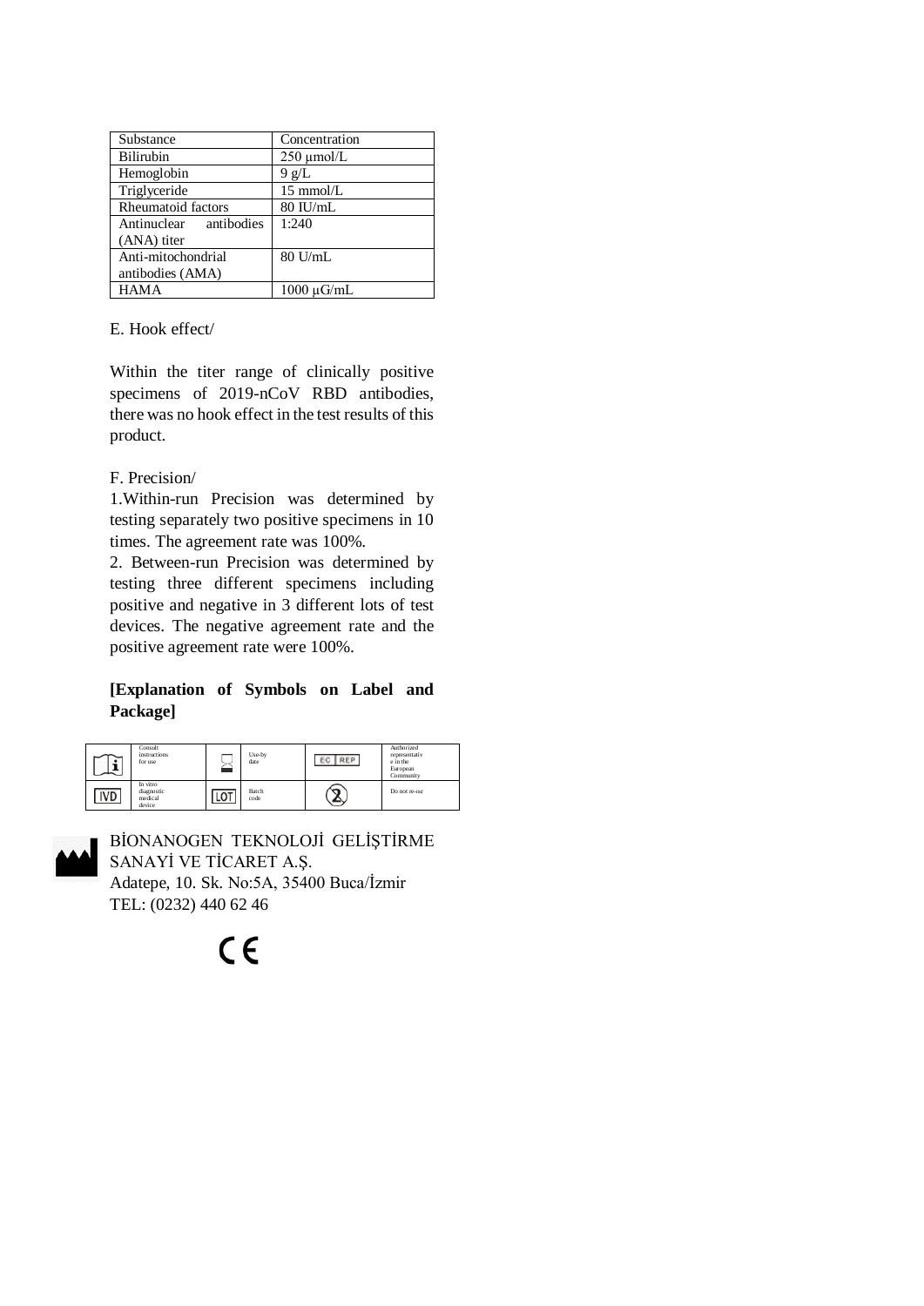| Substance | Concentration |
|---|---|
| Bilirubin | 250 μmol/L |
| Hemoglobin | 9 g/L |
| Triglyceride | 15 mmol/L |
| Rheumatoid factors | 80 IU/mL |
| Antinuclear antibodies (ANA) titer | 1:240 |
| Anti-mitochondrial antibodies (AMA) | 80 U/mL |
| HAMA | 1000 μG/mL |

E. Hook effect/

Within the titer range of clinically positive specimens of 2019-nCoV RBD antibodies, there was no hook effect in the test results of this product.

F. Precision/

1.Within-run Precision was determined by testing separately two positive specimens in 10 times. The agreement rate was 100%.

2. Between-run Precision was determined by testing three different specimens including positive and negative in 3 different lots of test devices. The negative agreement rate and the positive agreement rate were 100%.

**[Explanation of Symbols on Label and Package]**

| | | | | | |
|---|---|---|---|---|---|
| i | Consult instructions for use | ⌛ | Use-by date | EC REP | Authorized representative in the European Community |
| IVD | In vitro diagnostic medical device | LOT | Batch code | ② | Do not re-use |

BİONANOGEN TEKNOLOJİ GELİŞTİRME SANAYİ VE TİCARET A.Ş.
Adatepe, 10. Sk. No:5A, 35400 Buca/İzmir
TEL: (0232) 440 62 46

CE